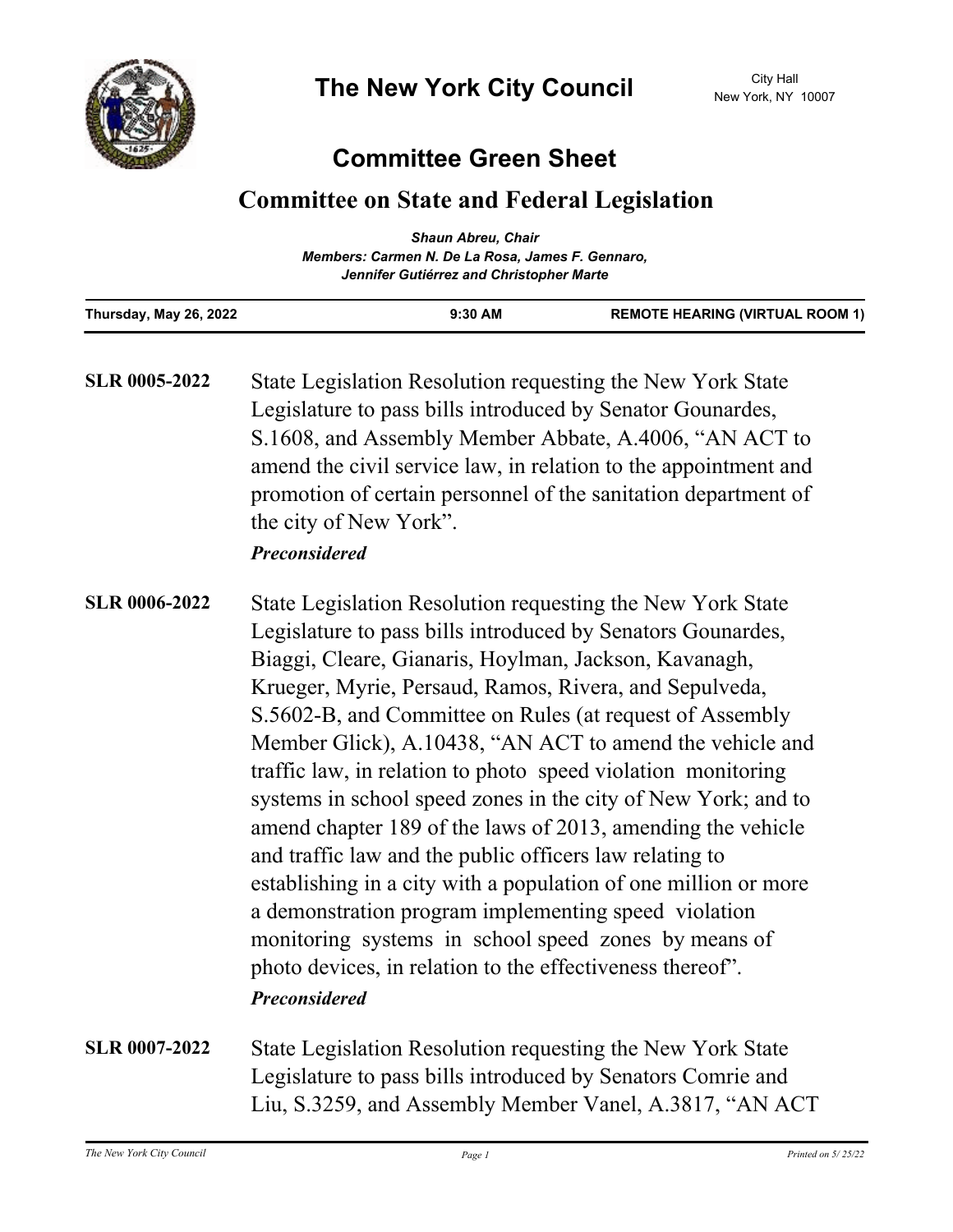# The New York City Council

City Hall
New York, NY 10007

## Committee Green Sheet

## Committee on State and Federal Legislation

*Shaun Abreu, Chair*
*Members: Carmen N. De La Rosa, James F. Gennaro, Jennifer Gutiérrez and Christopher Marte*

| Thursday, May 26, 2022 | 9:30 AM | REMOTE HEARING (VIRTUAL ROOM 1) |
|---|---|---|

**SLR 0005-2022** State Legislation Resolution requesting the New York State Legislature to pass bills introduced by Senator Gounardes, S.1608, and Assembly Member Abbate, A.4006, "AN ACT to amend the civil service law, in relation to the appointment and promotion of certain personnel of the sanitation department of the city of New York".

***Preconsidered***

**SLR 0006-2022** State Legislation Resolution requesting the New York State Legislature to pass bills introduced by Senators Gounardes, Biaggi, Cleare, Gianaris, Hoylman, Jackson, Kavanagh, Krueger, Myrie, Persaud, Ramos, Rivera, and Sepulveda, S.5602-B, and Committee on Rules (at request of Assembly Member Glick), A.10438, "AN ACT to amend the vehicle and traffic law, in relation to photo speed violation monitoring systems in school speed zones in the city of New York; and to amend chapter 189 of the laws of 2013, amending the vehicle and traffic law and the public officers law relating to establishing in a city with a population of one million or more a demonstration program implementing speed violation monitoring systems in school speed zones by means of photo devices, in relation to the effectiveness thereof".

***Preconsidered***

**SLR 0007-2022** State Legislation Resolution requesting the New York State Legislature to pass bills introduced by Senators Comrie and Liu, S.3259, and Assembly Member Vanel, A.3817, "AN ACT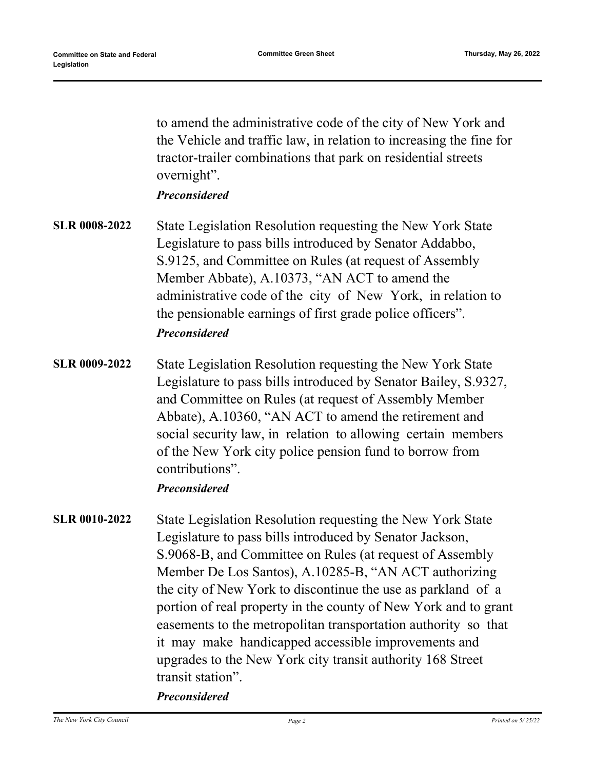to amend the administrative code of the city of New York and the Vehicle and traffic law, in relation to increasing the fine for tractor-trailer combinations that park on residential streets overnight".

***Preconsidered***

**SLR 0008-2022** State Legislation Resolution requesting the New York State Legislature to pass bills introduced by Senator Addabbo, S.9125, and Committee on Rules (at request of Assembly Member Abbate), A.10373, "AN ACT to amend the administrative code of the city of New York, in relation to the pensionable earnings of first grade police officers".

***Preconsidered***

**SLR 0009-2022** State Legislation Resolution requesting the New York State Legislature to pass bills introduced by Senator Bailey, S.9327, and Committee on Rules (at request of Assembly Member Abbate), A.10360, "AN ACT to amend the retirement and social security law, in relation to allowing certain members of the New York city police pension fund to borrow from contributions".

***Preconsidered***

**SLR 0010-2022** State Legislation Resolution requesting the New York State Legislature to pass bills introduced by Senator Jackson, S.9068-B, and Committee on Rules (at request of Assembly Member De Los Santos), A.10285-B, "AN ACT authorizing the city of New York to discontinue the use as parkland of a portion of real property in the county of New York and to grant easements to the metropolitan transportation authority so that it may make handicapped accessible improvements and upgrades to the New York city transit authority 168 Street transit station".

***Preconsidered***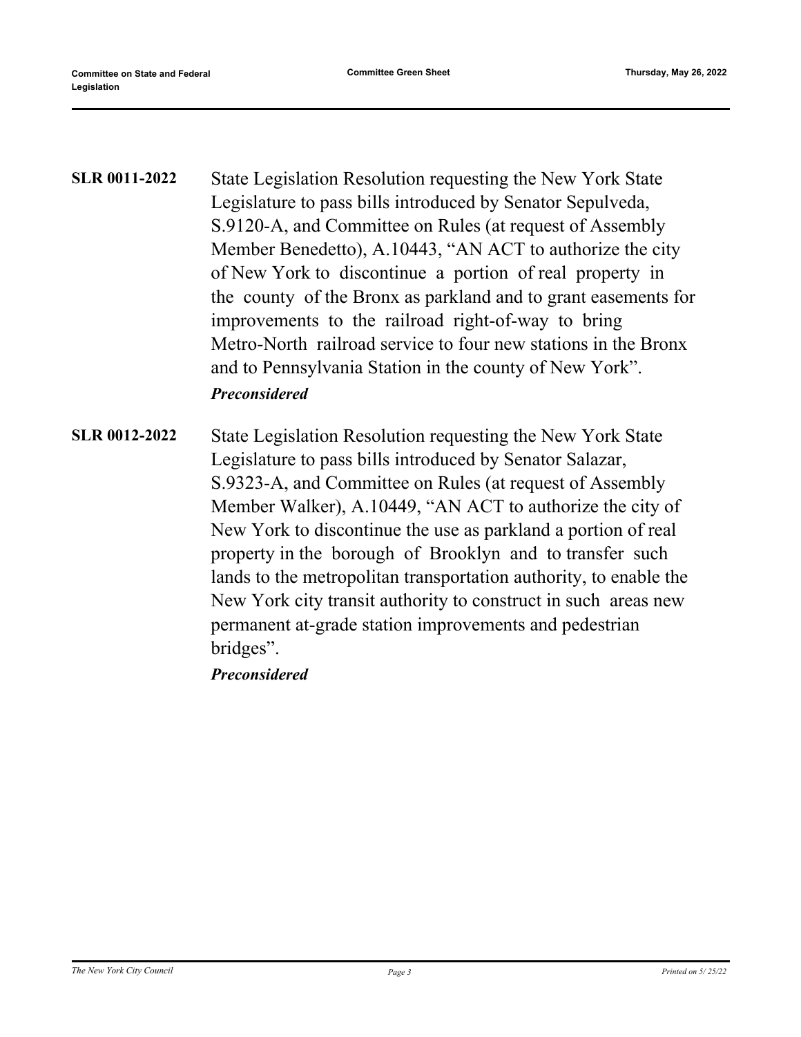**SLR 0011-2022** State Legislation Resolution requesting the New York State Legislature to pass bills introduced by Senator Sepulveda, S.9120-A, and Committee on Rules (at request of Assembly Member Benedetto), A.10443, "AN ACT to authorize the city of New York to discontinue a portion of real property in the county of the Bronx as parkland and to grant easements for improvements to the railroad right-of-way to bring Metro-North railroad service to four new stations in the Bronx and to Pennsylvania Station in the county of New York".

***Preconsidered***

**SLR 0012-2022** State Legislation Resolution requesting the New York State Legislature to pass bills introduced by Senator Salazar, S.9323-A, and Committee on Rules (at request of Assembly Member Walker), A.10449, "AN ACT to authorize the city of New York to discontinue the use as parkland a portion of real property in the borough of Brooklyn and to transfer such lands to the metropolitan transportation authority, to enable the New York city transit authority to construct in such areas new permanent at-grade station improvements and pedestrian bridges".

***Preconsidered***